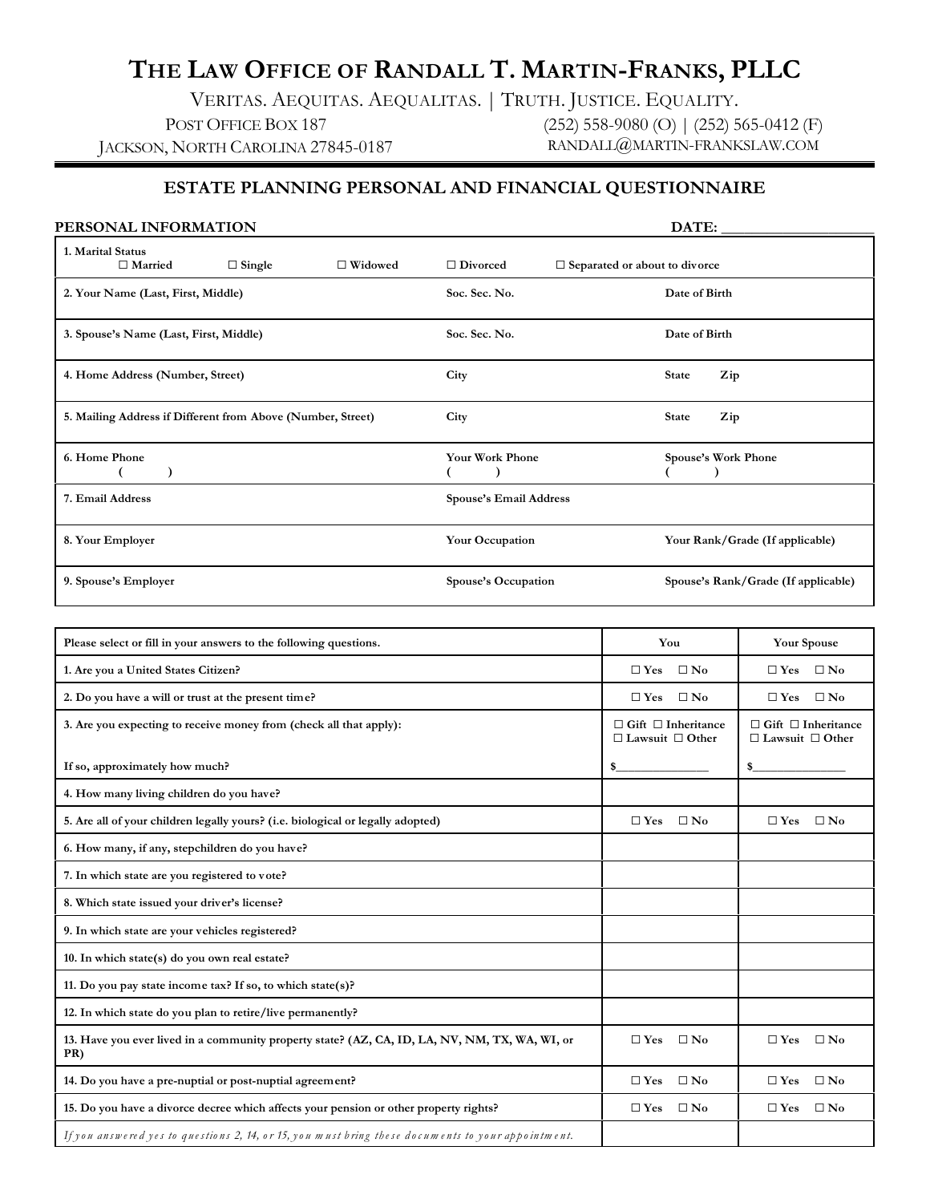# THE LAW OFFICE OF RANDALL T. MARTIN-FRANKS, PLLC

VERITAS. AEQUITAS. AEQUALITAS. | TRUTH. JUSTICE. EQUALITY.

POST OFFICE BOX 187
JACKSON, NORTH CAROLINA 27845-0187

(252) 558-9080 (O) | (252) 565-0412 (F)
RANDALL@MARTIN-FRANKSLAW.COM

## ESTATE PLANNING PERSONAL AND FINANCIAL QUESTIONNAIRE

**PERSONAL INFORMATION** **DATE:** ____________________

| | | |
|---|---|---|
| **1. Marital Status** ☐ Married ☐ Single ☐ Widowed ☐ Divorced ☐ Separated or about to divorce | | |
| **2. Your Name (Last, First, Middle)** | **Soc. Sec. No.** | **Date of Birth** |
| **3. Spouse's Name (Last, First, Middle)** | **Soc. Sec. No.** | **Date of Birth** |
| **4. Home Address (Number, Street)** | **City** | **State Zip** |
| **5. Mailing Address if Different from Above (Number, Street)** | **City** | **State Zip** |
| **6. Home Phone** ( ) | **Your Work Phone** ( ) | **Spouse's Work Phone** ( ) |
| **7. Email Address** | **Spouse's Email Address** | |
| **8. Your Employer** | **Your Occupation** | **Your Rank/Grade (If applicable)** |
| **9. Spouse's Employer** | **Spouse's Occupation** | **Spouse's Rank/Grade (If applicable)** |

| Please select or fill in your answers to the following questions. | You | Your Spouse |
|---|---|---|
| **1. Are you a United States Citizen?** | ☐ Yes ☐ No | ☐ Yes ☐ No |
| **2. Do you have a will or trust at the present time?** | ☐ Yes ☐ No | ☐ Yes ☐ No |
| **3. Are you expecting to receive money from (check all that apply):** | ☐ Gift ☐ Inheritance ☐ Lawsuit ☐ Other | ☐ Gift ☐ Inheritance ☐ Lawsuit ☐ Other |
| **If so, approximately how much?** | $______________ | $______________ |
| **4. How many living children do you have?** | | |
| **5. Are all of your children legally yours? (i.e. biological or legally adopted)** | ☐ Yes ☐ No | ☐ Yes ☐ No |
| **6. How many, if any, stepchildren do you have?** | | |
| **7. In which state are you registered to vote?** | | |
| **8. Which state issued your driver's license?** | | |
| **9. In which state are your vehicles registered?** | | |
| **10. In which state(s) do you own real estate?** | | |
| **11. Do you pay state income tax? If so, to which state(s)?** | | |
| **12. In which state do you plan to retire/live permanently?** | | |
| **13. Have you ever lived in a community property state? (AZ, CA, ID, LA, NV, NM, TX, WA, WI, or PR)** | ☐ Yes ☐ No | ☐ Yes ☐ No |
| **14. Do you have a pre-nuptial or post-nuptial agreement?** | ☐ Yes ☐ No | ☐ Yes ☐ No |
| **15. Do you have a divorce decree which affects your pension or other property rights?** | ☐ Yes ☐ No | ☐ Yes ☐ No |
| *If you answered yes to questions 2, 14, or 15, you must bring these documents to your appointment.* | | |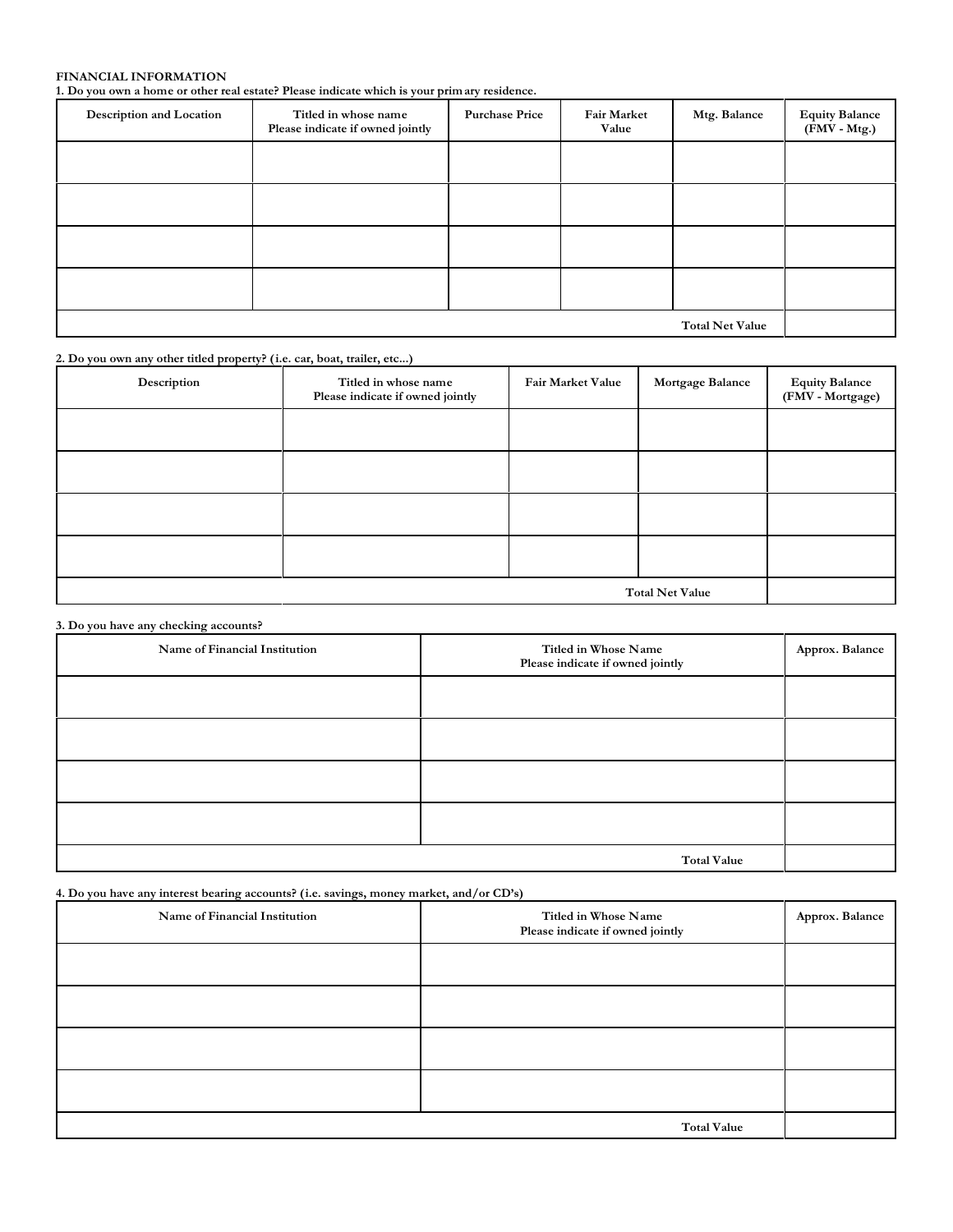**FINANCIAL INFORMATION**

**1. Do you own a home or other real estate? Please indicate which is your primary residence.**

| Description and Location | Titled in whose name Please indicate if owned jointly | Purchase Price | Fair Market Value | Mtg. Balance | Equity Balance (FMV - Mtg.) |
|---|---|---|---|---|---|
| | | | | | |
| | | | | | |
| | | | | | |
| | | | | | |
| | | | | Total Net Value | |

**2. Do you own any other titled property? (i.e. car, boat, trailer, etc...)**

| Description | Titled in whose name Please indicate if owned jointly | Fair Market Value | Mortgage Balance | Equity Balance (FMV - Mortgage) |
|---|---|---|---|---|
| | | | | |
| | | | | |
| | | | | |
| | | | | |
| | | | Total Net Value | |

**3. Do you have any checking accounts?**

| Name of Financial Institution | Titled in Whose Name Please indicate if owned jointly | Approx. Balance |
|---|---|---|
| | | |
| | | |
| | | |
| | | |
| | Total Value | |

**4. Do you have any interest bearing accounts? (i.e. savings, money market, and/or CD's)**

| Name of Financial Institution | Titled in Whose Name Please indicate if owned jointly | Approx. Balance |
|---|---|---|
| | | |
| | | |
| | | |
| | | |
| | Total Value | |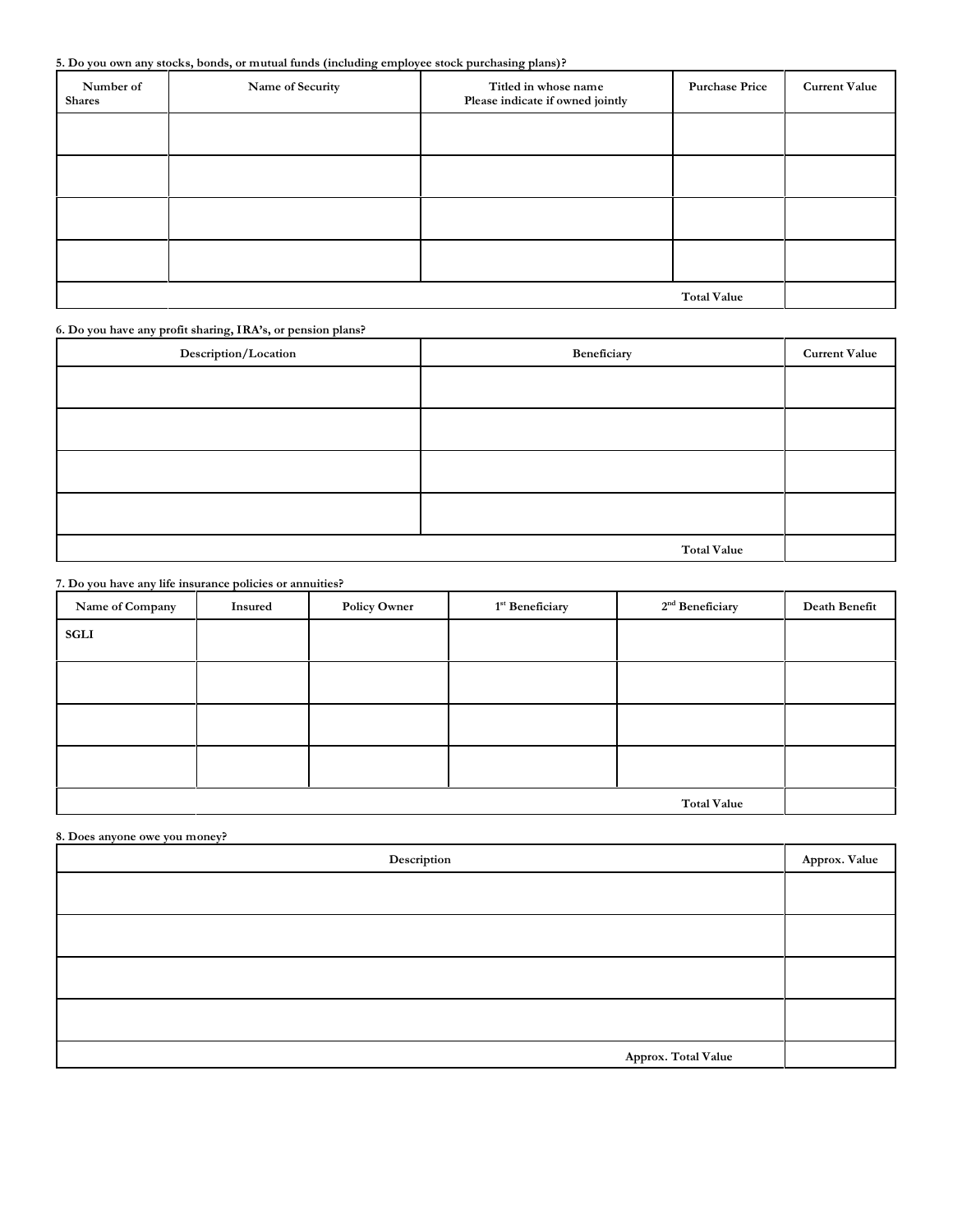**5. Do you own any stocks, bonds, or mutual funds (including employee stock purchasing plans)?**

| Number of Shares | Name of Security | Titled in whose name Please indicate if owned jointly | Purchase Price | Current Value |
|---|---|---|---|---|
| | | | | |
| | | | | |
| | | | | |
| | | | | |
| | | | **Total Value** | |

**6. Do you have any profit sharing, IRA's, or pension plans?**

| Description/Location | Beneficiary | Current Value |
|---|---|---|
| | | |
| | | |
| | | |
| | | |
| | **Total Value** | |

**7. Do you have any life insurance policies or annuities?**

| Name of Company | Insured | Policy Owner | 1st Beneficiary | 2nd Beneficiary | Death Benefit |
|---|---|---|---|---|---|
| SGLI | | | | | |
| | | | | | |
| | | | | | |
| | | | | | |
| | | | | **Total Value** | |

**8. Does anyone owe you money?**

| Description | Approx. Value |
|---|---|
| | |
| | |
| | |
| | |
| **Approx. Total Value** | |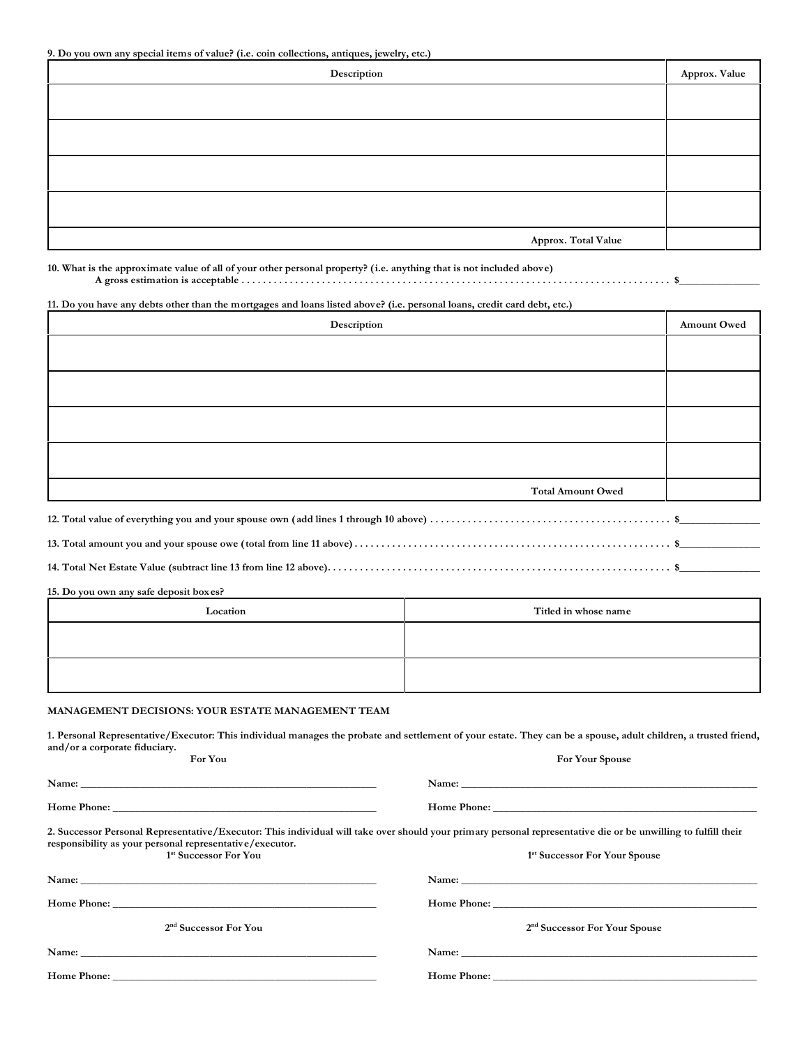**9. Do you own any special items of value? (i.e. coin collections, antiques, jewelry, etc.)**

| Description | Approx. Value |
|---|---|
| | |
| | |
| | |
| | |
| **Approx. Total Value** | |

**10. What is the approximate value of all of your other personal property? (i.e. anything that is not included above)**
**A gross estimation is acceptable . . . . . . . . . . . . . . . . . . . . . . . . . . . . . . . . . . . . . . . . . . . . . . . . . . . . . . . . . . . . . . . . . . . . . . . . . . . . $**_______________

**11. Do you have any debts other than the mortgages and loans listed above? (i.e. personal loans, credit card debt, etc.)**

| Description | Amount Owed |
|---|---|
| | |
| | |
| | |
| | |
| **Total Amount Owed** | |

**12. Total value of everything you and your spouse own (add lines 1 through 10 above) . . . . . . . . . . . . . . . . . . . . . . . . . . . . . . . . . . . . . . . . . . . . $**_______________

**13. Total amount you and your spouse owe (total from line 11 above) . . . . . . . . . . . . . . . . . . . . . . . . . . . . . . . . . . . . . . . . . . . . . . . . . . . . . . . . . $**_______________

**14. Total Net Estate Value (subtract line 13 from line 12 above). . . . . . . . . . . . . . . . . . . . . . . . . . . . . . . . . . . . . . . . . . . . . . . . . . . . . . . . . . . . . . $**_______________

**15. Do you own any safe deposit boxes?**

| Location | Titled in whose name |
|---|---|
| | |
| | |

**MANAGEMENT DECISIONS: YOUR ESTATE MANAGEMENT TEAM**

**1. Personal Representative/Executor: This individual manages the probate and settlement of your estate. They can be a spouse, adult children, a trusted friend, and/or a corporate fiduciary.**

**For You**

**Name:** ________________________________________________

**Home Phone:** ________________________________________________

**For Your Spouse**

**Name:** ________________________________________________

**Home Phone:** ________________________________________________

**2. Successor Personal Representative/Executor: This individual will take over should your primary personal representative die or be unwilling to fulfill their responsibility as your personal representative/executor.**

**1st Successor For You**

**Name:** ________________________________________________

**Home Phone:** ________________________________________________

**1st Successor For Your Spouse**

**Name:** ________________________________________________

**Home Phone:** ________________________________________________

**2nd Successor For You**

**Name:** ________________________________________________

**Home Phone:** ________________________________________________

**2nd Successor For Your Spouse**

**Name:** ________________________________________________

**Home Phone:** ________________________________________________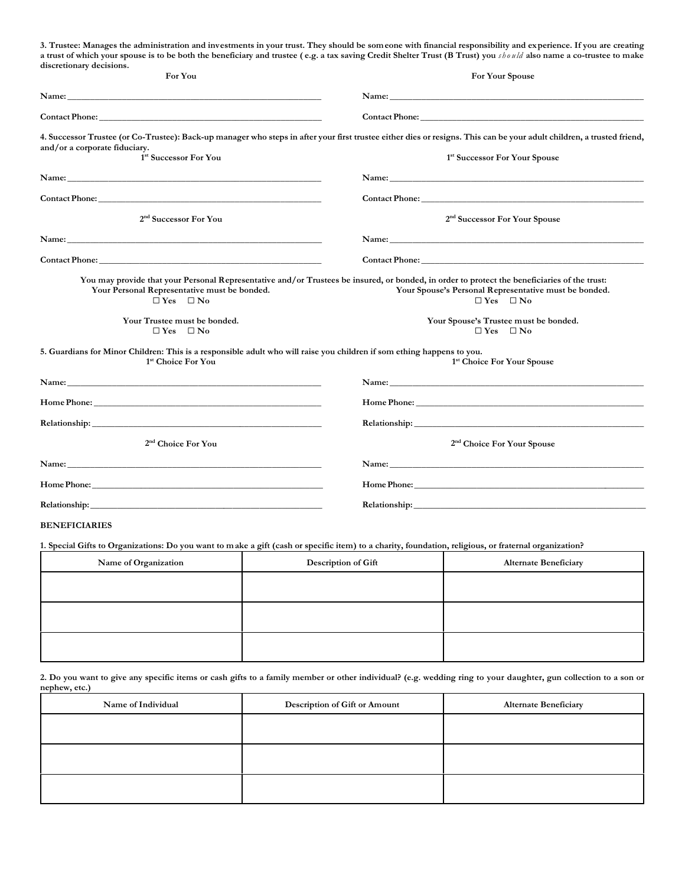**3. Trustee: Manages the administration and investments in your trust. They should be someone with financial responsibility and experience. If you are creating a trust of which your spouse is to be both the beneficiary and trustee (e.g. a tax saving Credit Shelter Trust (B Trust) you *should* also name a co-trustee to make discretionary decisions.**

**For You**

Name: ______________________________

Contact Phone: ______________________________

**For Your Spouse**

Name: ______________________________

Contact Phone: ______________________________

**4. Successor Trustee (or Co-Trustee): Back-up manager who steps in after your first trustee either dies or resigns. This can be your adult children, a trusted friend, and/or a corporate fiduciary.**

**1st Successor For You**

Name: ______________________________

Contact Phone: ______________________________

**1st Successor For Your Spouse**

Name: ______________________________

Contact Phone: ______________________________

**2nd Successor For You**

Name: ______________________________

Contact Phone: ______________________________

**2nd Successor For Your Spouse**

Name: ______________________________

Contact Phone: ______________________________

**You may provide that your Personal Representative and/or Trustees be insured, or bonded, in order to protect the beneficiaries of the trust:**

**Your Personal Representative must be bonded.**
☐ Yes ☐ No

**Your Spouse's Personal Representative must be bonded.**
☐ Yes ☐ No

**Your Trustee must be bonded.**
☐ Yes ☐ No

**Your Spouse's Trustee must be bonded.**
☐ Yes ☐ No

**5. Guardians for Minor Children: This is a responsible adult who will raise you children if something happens to you.**

**1st Choice For You**

Name: ______________________________

Home Phone: ______________________________

Relationship: ______________________________

**1st Choice For Your Spouse**

Name: ______________________________

Home Phone: ______________________________

Relationship: ______________________________

**2nd Choice For You**

Name: ______________________________

Home Phone: ______________________________

Relationship: ______________________________

**2nd Choice For Your Spouse**

Name: ______________________________

Home Phone: ______________________________

Relationship: ______________________________

**BENEFICIARIES**

**1. Special Gifts to Organizations: Do you want to make a gift (cash or specific item) to a charity, foundation, religious, or fraternal organization?**

| Name of Organization | Description of Gift | Alternate Beneficiary |
|---|---|---|
| | | |
| | | |
| | | |

**2. Do you want to give any specific items or cash gifts to a family member or other individual? (e.g. wedding ring to your daughter, gun collection to a son or nephew, etc.)**

| Name of Individual | Description of Gift or Amount | Alternate Beneficiary |
|---|---|---|
| | | |
| | | |
| | | |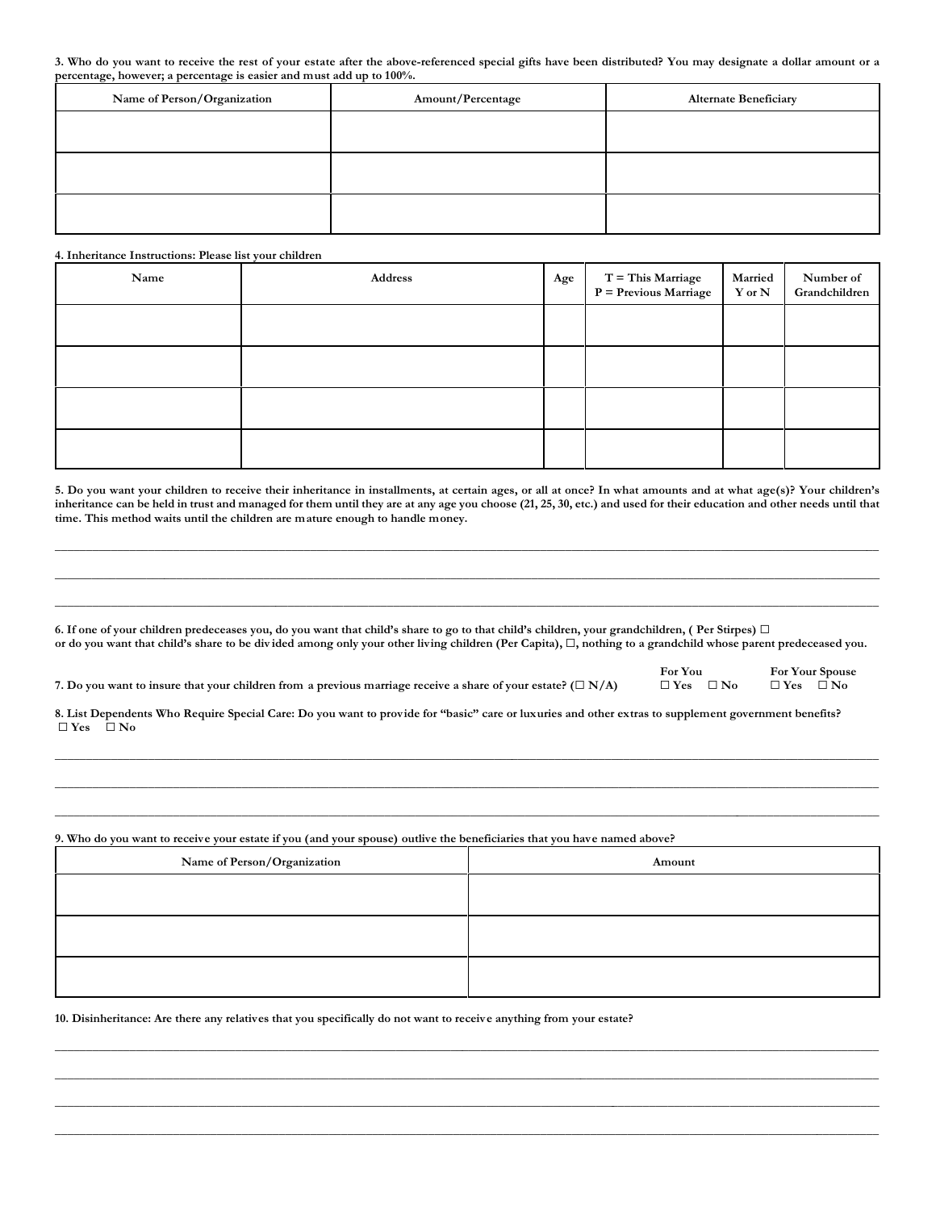**3. Who do you want to receive the rest of your estate after the above-referenced special gifts have been distributed? You may designate a dollar amount or a percentage, however; a percentage is easier and must add up to 100%.**

| Name of Person/Organization | Amount/Percentage | Alternate Beneficiary |
|---|---|---|
| | | |
| | | |
| | | |

**4. Inheritance Instructions: Please list your children**

| Name | Address | Age | T = This Marriage P = Previous Marriage | Married Y or N | Number of Grandchildren |
|---|---|---|---|---|---|
| | | | | | |
| | | | | | |
| | | | | | |
| | | | | | |

**5. Do you want your children to receive their inheritance in installments, at certain ages, or all at once? In what amounts and at what age(s)? Your children's inheritance can be held in trust and managed for them until they are at any age you choose (21, 25, 30, etc.) and used for their education and other needs until that time. This method waits until the children are mature enough to handle money.**

\_\_\_\_\_\_\_\_\_\_\_\_\_\_\_\_\_\_\_\_\_\_\_\_\_\_\_\_\_\_\_\_\_\_\_\_\_\_\_\_\_\_\_\_\_\_\_\_\_\_\_\_\_\_\_\_\_\_\_\_\_\_\_\_\_\_\_\_\_\_\_\_\_\_\_\_

\_\_\_\_\_\_\_\_\_\_\_\_\_\_\_\_\_\_\_\_\_\_\_\_\_\_\_\_\_\_\_\_\_\_\_\_\_\_\_\_\_\_\_\_\_\_\_\_\_\_\_\_\_\_\_\_\_\_\_\_\_\_\_\_\_\_\_\_\_\_\_\_\_\_\_\_

\_\_\_\_\_\_\_\_\_\_\_\_\_\_\_\_\_\_\_\_\_\_\_\_\_\_\_\_\_\_\_\_\_\_\_\_\_\_\_\_\_\_\_\_\_\_\_\_\_\_\_\_\_\_\_\_\_\_\_\_\_\_\_\_\_\_\_\_\_\_\_\_\_\_\_\_

**6. If one of your children predeceases you, do you want that child's share to go to that child's children, your grandchildren, ( Per Stirpes) ☐ or do you want that child's share to be divided among only your other living children (Per Capita), ☐, nothing to a grandchild whose parent predeceased you.**

| | For You | For Your Spouse |
|---|---|---|
| **7. Do you want to insure that your children from a previous marriage receive a share of your estate? (☐ N/A)** | ☐ Yes ☐ No | ☐ Yes ☐ No |

**8. List Dependents Who Require Special Care: Do you want to provide for "basic" care or luxuries and other extras to supplement government benefits?**
**☐ Yes ☐ No**

\_\_\_\_\_\_\_\_\_\_\_\_\_\_\_\_\_\_\_\_\_\_\_\_\_\_\_\_\_\_\_\_\_\_\_\_\_\_\_\_\_\_\_\_\_\_\_\_\_\_\_\_\_\_\_\_\_\_\_\_\_\_\_\_\_\_\_\_\_\_\_\_\_\_\_\_

\_\_\_\_\_\_\_\_\_\_\_\_\_\_\_\_\_\_\_\_\_\_\_\_\_\_\_\_\_\_\_\_\_\_\_\_\_\_\_\_\_\_\_\_\_\_\_\_\_\_\_\_\_\_\_\_\_\_\_\_\_\_\_\_\_\_\_\_\_\_\_\_\_\_\_\_

\_\_\_\_\_\_\_\_\_\_\_\_\_\_\_\_\_\_\_\_\_\_\_\_\_\_\_\_\_\_\_\_\_\_\_\_\_\_\_\_\_\_\_\_\_\_\_\_\_\_\_\_\_\_\_\_\_\_\_\_\_\_\_\_\_\_\_\_\_\_\_\_\_\_\_\_

**9. Who do you want to receive your estate if you (and your spouse) outlive the beneficiaries that you have named above?**

| Name of Person/Organization | Amount |
|---|---|
| | |
| | |
| | |

**10. Disinheritance: Are there any relatives that you specifically do not want to receive anything from your estate?**

\_\_\_\_\_\_\_\_\_\_\_\_\_\_\_\_\_\_\_\_\_\_\_\_\_\_\_\_\_\_\_\_\_\_\_\_\_\_\_\_\_\_\_\_\_\_\_\_\_\_\_\_\_\_\_\_\_\_\_\_\_\_\_\_\_\_\_\_\_\_\_\_\_\_\_\_

\_\_\_\_\_\_\_\_\_\_\_\_\_\_\_\_\_\_\_\_\_\_\_\_\_\_\_\_\_\_\_\_\_\_\_\_\_\_\_\_\_\_\_\_\_\_\_\_\_\_\_\_\_\_\_\_\_\_\_\_\_\_\_\_\_\_\_\_\_\_\_\_\_\_\_\_

\_\_\_\_\_\_\_\_\_\_\_\_\_\_\_\_\_\_\_\_\_\_\_\_\_\_\_\_\_\_\_\_\_\_\_\_\_\_\_\_\_\_\_\_\_\_\_\_\_\_\_\_\_\_\_\_\_\_\_\_\_\_\_\_\_\_\_\_\_\_\_\_\_\_\_\_

\_\_\_\_\_\_\_\_\_\_\_\_\_\_\_\_\_\_\_\_\_\_\_\_\_\_\_\_\_\_\_\_\_\_\_\_\_\_\_\_\_\_\_\_\_\_\_\_\_\_\_\_\_\_\_\_\_\_\_\_\_\_\_\_\_\_\_\_\_\_\_\_\_\_\_\_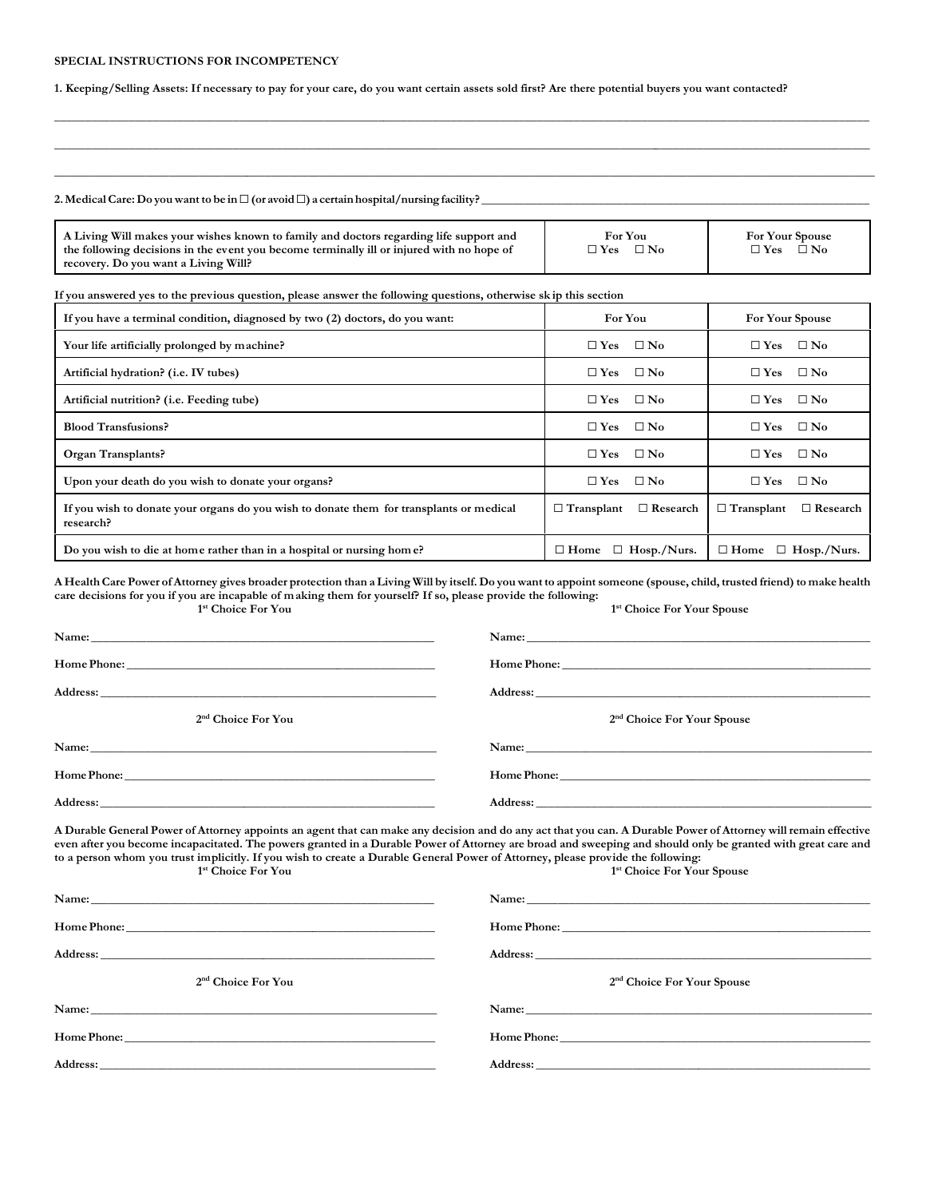**SPECIAL INSTRUCTIONS FOR INCOMPETENCY**

**1. Keeping/Selling Assets: If necessary to pay for your care, do you want certain assets sold first? Are there potential buyers you want contacted?**

______________________________________________________________________________

______________________________________________________________________________

______________________________________________________________________________

**2. Medical Care: Do you want to be in ☐ (or avoid ☐) a certain hospital/nursing facility?** ______________________________

| A Living Will makes your wishes known to family and doctors regarding life support and the following decisions in the event you become terminally ill or injured with no hope of recovery. Do you want a Living Will? | For You<br>☐ Yes ☐ No | For Your Spouse<br>☐ Yes ☐ No |
|---|---|---|

**If you answered yes to the previous question, please answer the following questions, otherwise skip this section**

| If you have a terminal condition, diagnosed by two (2) doctors, do you want: | For You | For Your Spouse |
|---|---|---|
| Your life artificially prolonged by machine? | ☐ Yes ☐ No | ☐ Yes ☐ No |
| Artificial hydration? (i.e. IV tubes) | ☐ Yes ☐ No | ☐ Yes ☐ No |
| Artificial nutrition? (i.e. Feeding tube) | ☐ Yes ☐ No | ☐ Yes ☐ No |
| Blood Transfusions? | ☐ Yes ☐ No | ☐ Yes ☐ No |
| Organ Transplants? | ☐ Yes ☐ No | ☐ Yes ☐ No |
| Upon your death do you wish to donate your organs? | ☐ Yes ☐ No | ☐ Yes ☐ No |
| If you wish to donate your organs do you wish to donate them for transplants or medical research? | ☐ Transplant ☐ Research | ☐ Transplant ☐ Research |
| Do you wish to die at home rather than in a hospital or nursing home? | ☐ Home ☐ Hosp./Nurs. | ☐ Home ☐ Hosp./Nurs. |

**A Health Care Power of Attorney gives broader protection than a Living Will by itself. Do you want to appoint someone (spouse, child, trusted friend) to make health care decisions for you if you are incapable of making them for yourself? If so, please provide the following:**

| 1st Choice For You | 1st Choice For Your Spouse |
|---|---|
| Name: ____________________ | Name: ____________________ |
| Home Phone: ____________________ | Home Phone: ____________________ |
| Address: ____________________ | Address: ____________________ |
| **2nd Choice For You** | **2nd Choice For Your Spouse** |
| Name: ____________________ | Name: ____________________ |
| Home Phone: ____________________ | Home Phone: ____________________ |
| Address: ____________________ | Address: ____________________ |

**A Durable General Power of Attorney appoints an agent that can make any decision and do any act that you can. A Durable Power of Attorney will remain effective even after you become incapacitated. The powers granted in a Durable Power of Attorney are broad and sweeping and should only be granted with great care and to a person whom you trust implicitly. If you wish to create a Durable General Power of Attorney, please provide the following:**

| 1st Choice For You | 1st Choice For Your Spouse |
|---|---|
| Name: ____________________ | Name: ____________________ |
| Home Phone: ____________________ | Home Phone: ____________________ |
| Address: ____________________ | Address: ____________________ |
| **2nd Choice For You** | **2nd Choice For Your Spouse** |
| Name: ____________________ | Name: ____________________ |
| Home Phone: ____________________ | Home Phone: ____________________ |
| Address: ____________________ | Address: ____________________ |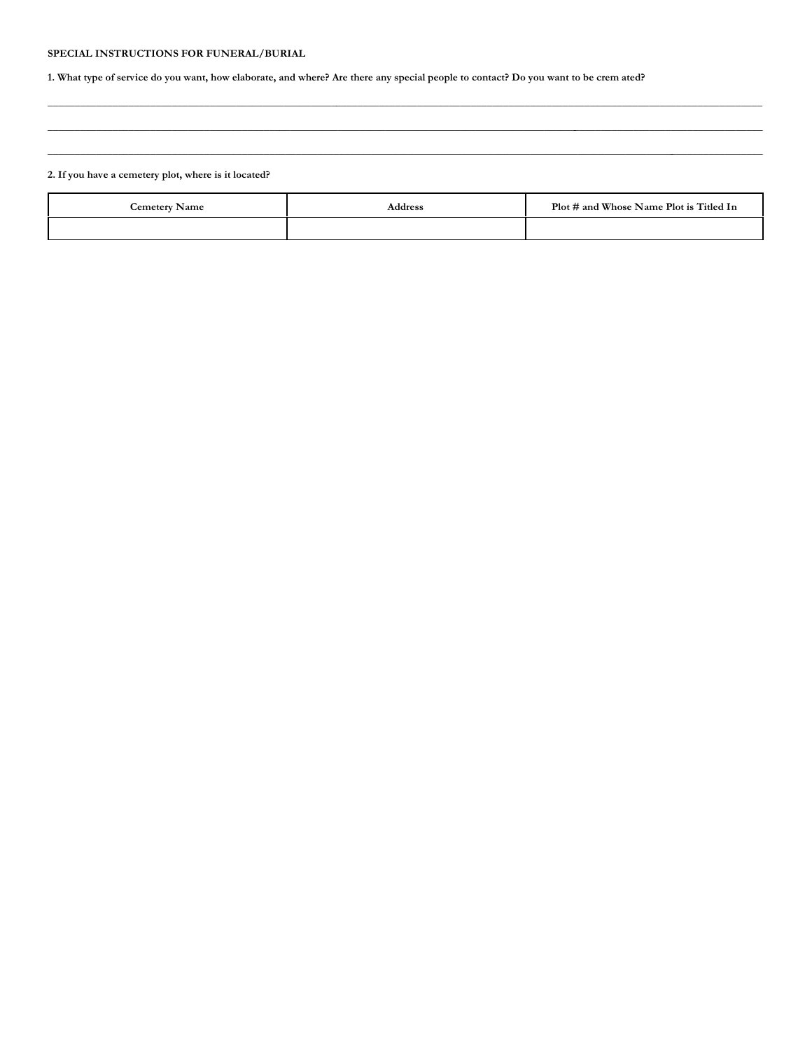**SPECIAL INSTRUCTIONS FOR FUNERAL/BURIAL**

**1. What type of service do you want, how elaborate, and where? Are there any special people to contact? Do you want to be crem ated?**

\_\_\_\_\_\_\_\_\_\_\_\_\_\_\_\_\_\_\_\_\_\_\_\_\_\_\_\_\_\_\_\_\_\_\_\_\_\_\_\_\_\_\_\_\_\_\_\_\_\_\_\_\_\_\_\_\_\_\_\_\_\_\_\_\_\_\_\_\_\_\_\_\_\_\_\_\_\_\_\_\_\_\_\_\_\_\_\_\_\_

\_\_\_\_\_\_\_\_\_\_\_\_\_\_\_\_\_\_\_\_\_\_\_\_\_\_\_\_\_\_\_\_\_\_\_\_\_\_\_\_\_\_\_\_\_\_\_\_\_\_\_\_\_\_\_\_\_\_\_\_\_\_\_\_\_\_\_\_\_\_\_\_\_\_\_\_\_\_\_\_\_\_\_\_\_\_\_\_\_\_

\_\_\_\_\_\_\_\_\_\_\_\_\_\_\_\_\_\_\_\_\_\_\_\_\_\_\_\_\_\_\_\_\_\_\_\_\_\_\_\_\_\_\_\_\_\_\_\_\_\_\_\_\_\_\_\_\_\_\_\_\_\_\_\_\_\_\_\_\_\_\_\_\_\_\_\_\_\_\_\_\_\_\_\_\_\_\_\_\_\_

**2. If you have a cemetery plot, where is it located?**

| Cemetery Name | Address | Plot # and Whose Name Plot is Titled In |
|---|---|---|
| | | |